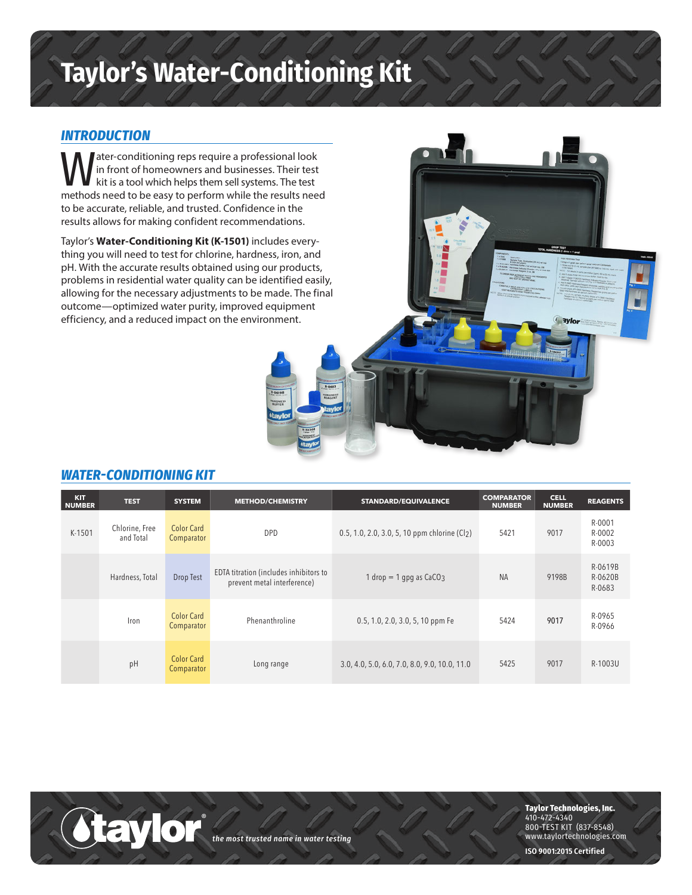# Taylor's Water-Conditioning Kit

## INTRODUCTION

Water-conditioning reps require a professional look in front of homeowners and businesses. Their test kit is a tool which helps them sell systems. The test methods need to be easy to perform while the results need to be accurate, reliable, and trusted. Confidence in the results allows for making confident recommendations.

Taylor's **Water-Conditioning Kit (K-1501)** includes everything you will need to test for chlorine, hardness, iron, and pH. With the accurate results obtained using our products, problems in residential water quality can be identified easily, allowing for the necessary adjustments to be made. The final outcome—optimized water purity, improved equipment efficiency, and a reduced impact on the environment.

## WATER-CONDITIONING KIT

| KIT NUMBER | TEST | SYSTEM | METHOD/CHEMISTRY | STANDARD/EQUIVALENCE | COMPARATOR NUMBER | CELL NUMBER | REAGENTS |
|---|---|---|---|---|---|---|---|
| K-1501 | Chlorine, Free and Total | Color Card Comparator | DPD | 0.5, 1.0, 2.0, 3.0, 5, 10 ppm chlorine ($Cl_2$) | 5421 | 9017 | R-0001 R-0002 R-0003 |
| | Hardness, Total | Drop Test | EDTA titration (includes inhibitors to prevent metal interference) | 1 drop = 1 gpg as $CaCO_3$ | NA | 9198B | R-0619B R-0620B R-0683 |
| | Iron | Color Card Comparator | Phenanthroline | 0.5, 1.0, 2.0, 3.0, 5, 10 ppm Fe | 5424 | 9017 | R-0965 R-0966 |
| | pH | Color Card Comparator | Long range | 3.0, 4.0, 5.0, 6.0, 7.0, 8.0, 9.0, 10.0, 11.0 | 5425 | 9017 | R-1003U |

taylor® *the most trusted name in water testing*

**Taylor Technologies, Inc.**
410-472-4340
800-TEST KIT (837-8548)
www.taylortechnologies.com

**ISO 9001:2015 Certified**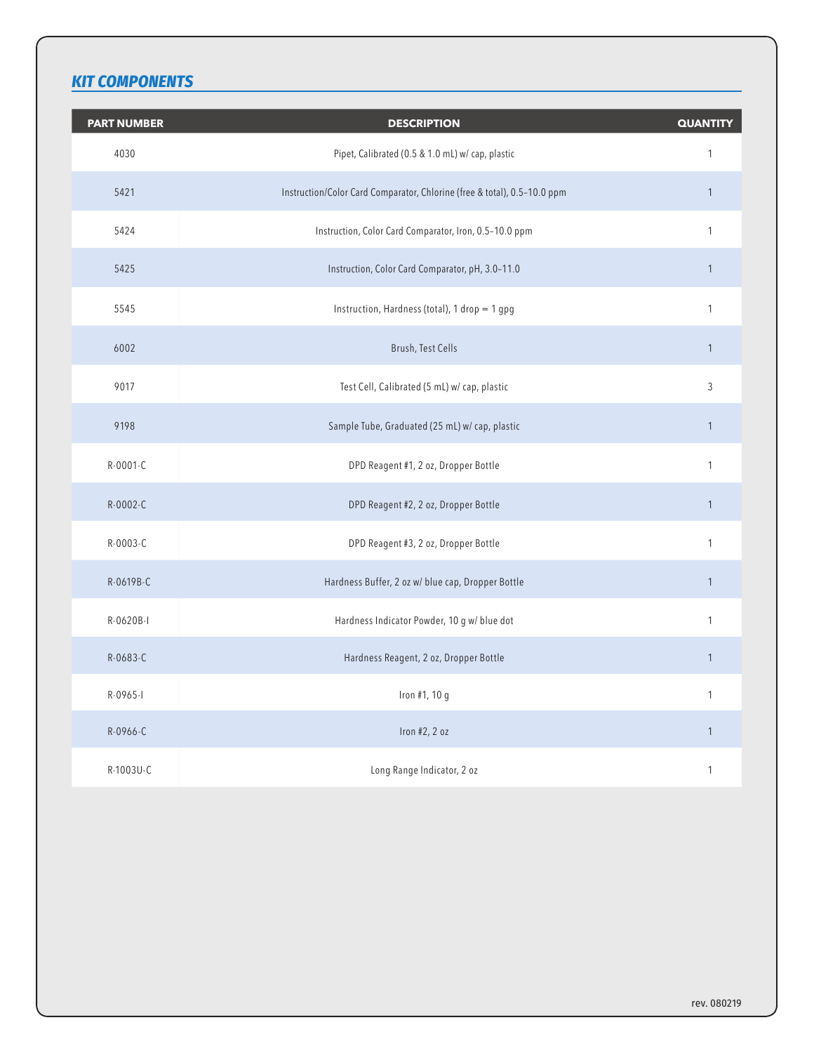## KIT COMPONENTS

| PART NUMBER | DESCRIPTION | QUANTITY |
|---|---|---|
| 4030 | Pipet, Calibrated (0.5 & 1.0 mL) w/ cap, plastic | 1 |
| 5421 | Instruction/Color Card Comparator, Chlorine (free & total), 0.5–10.0 ppm | 1 |
| 5424 | Instruction, Color Card Comparator, Iron, 0.5–10.0 ppm | 1 |
| 5425 | Instruction, Color Card Comparator, pH, 3.0–11.0 | 1 |
| 5545 | Instruction, Hardness (total), 1 drop = 1 gpg | 1 |
| 6002 | Brush, Test Cells | 1 |
| 9017 | Test Cell, Calibrated (5 mL) w/ cap, plastic | 3 |
| 9198 | Sample Tube, Graduated (25 mL) w/ cap, plastic | 1 |
| R-0001-C | DPD Reagent #1, 2 oz, Dropper Bottle | 1 |
| R-0002-C | DPD Reagent #2, 2 oz, Dropper Bottle | 1 |
| R-0003-C | DPD Reagent #3, 2 oz, Dropper Bottle | 1 |
| R-0619B-C | Hardness Buffer, 2 oz w/ blue cap, Dropper Bottle | 1 |
| R-0620B-I | Hardness Indicator Powder, 10 g w/ blue dot | 1 |
| R-0683-C | Hardness Reagent, 2 oz, Dropper Bottle | 1 |
| R-0965-I | Iron #1, 10 g | 1 |
| R-0966-C | Iron #2, 2 oz | 1 |
| R-1003U-C | Long Range Indicator, 2 oz | 1 |

rev. 080219